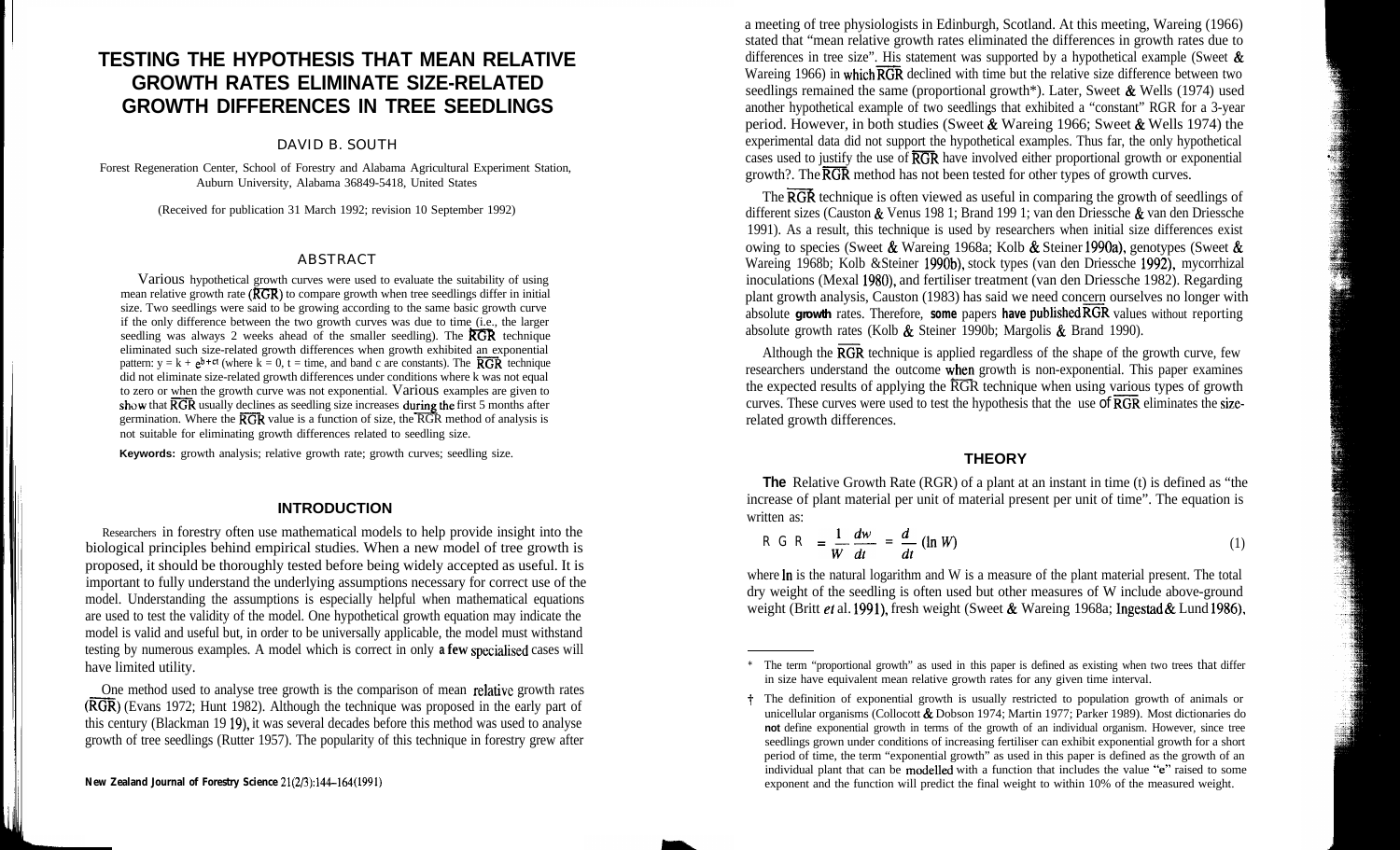# TESTING THE HYPOTHESIS THAT MEAN RELATIVE GROWTH RATES ELIMINATE SIZE-RELATED GROWTH DIFFERENCES IN TREE SEEDLINGS

DAVID B. SOUTH

Forest Regeneration Center, School of Forestry and Alabama Agricultural Experiment Station, Auburn University, Alabama 36849-5418, United States

(Received for publication 31 March 1992; revision 10 September 1992)

## ABSTRACT

Various hypothetical growth curves were used to evaluate the suitability of using mean relative growth rate ($\overline{RGR}$) to compare growth when tree seedlings differ in initial size. Two seedlings were said to be growing according to the same basic growth curve if the only difference between the two growth curves was due to time (i.e., the larger seedling was always 2 weeks ahead of the smaller seedling). The $\overline{RGR}$ technique eliminated such size-related growth differences when growth exhibited an exponential pattern: $y = k + e^{b+ct}$ (where k = 0, t = time, and b and c are constants). The $\overline{RGR}$ technique did not eliminate size-related growth differences under conditions where k was not equal to zero or when the growth curve was not exponential. Various examples are given to show that $\overline{RGR}$ usually declines as seedling size increases during the first 5 months after germination. Where the $\overline{RGR}$ value is a function of size, the $\overline{RGR}$ method of analysis is not suitable for eliminating growth differences related to seedling size.

**Keywords:** growth analysis; relative growth rate; growth curves; seedling size.

## INTRODUCTION

Researchers in forestry often use mathematical models to help provide insight into the biological principles behind empirical studies. When a new model of tree growth is proposed, it should be thoroughly tested before being widely accepted as useful. It is important to fully understand the underlying assumptions necessary for correct use of the model. Understanding the assumptions is especially helpful when mathematical equations are used to test the validity of the model. One hypothetical growth equation may indicate the model is valid and useful but, in order to be universally applicable, the model must withstand testing by numerous examples. A model which is correct in only a few specialised cases will have limited utility.

One method used to analyse tree growth is the comparison of mean relative growth rates ($\overline{RGR}$) (Evans 1972; Hunt 1982). Although the technique was proposed in the early part of this century (Blackman 1919), it was several decades before this method was used to analyse growth of tree seedlings (Rutter 1957). The popularity of this technique in forestry grew after a meeting of tree physiologists in Edinburgh, Scotland. At this meeting, Wareing (1966) stated that "mean relative growth rates eliminated the differences in growth rates due to differences in tree size". His statement was supported by a hypothetical example (Sweet & Wareing 1966) in which $\overline{RGR}$ declined with time but the relative size difference between two seedlings remained the same (proportional growth\*). Later, Sweet & Wells (1974) used another hypothetical example of two seedlings that exhibited a "constant" RGR for a 3-year period. However, in both studies (Sweet & Wareing 1966; Sweet & Wells 1974) the experimental data did not support the hypothetical examples. Thus far, the only hypothetical cases used to justify the use of $\overline{RGR}$ have involved either proportional growth or exponential growth†. The $\overline{RGR}$ method has not been tested for other types of growth curves.

The $\overline{RGR}$ technique is often viewed as useful in comparing the growth of seedlings of different sizes (Causton & Venus 1981; Brand 1991; van den Driessche & van den Driessche 1991). As a result, this technique is used by researchers when initial size differences exist owing to species (Sweet & Wareing 1968a; Kolb & Steiner 1990a), genotypes (Sweet & Wareing 1968b; Kolb & Steiner 1990b), stock types (van den Driessche 1992), mycorrhizal inoculations (Mexal 1980), and fertiliser treatment (van den Driessche 1982). Regarding plant growth analysis, Causton (1983) has said we need concern ourselves no longer with absolute growth rates. Therefore, some papers have published $\overline{RGR}$ values without reporting absolute growth rates (Kolb & Steiner 1990b; Margolis & Brand 1990).

Although the $\overline{RGR}$ technique is applied regardless of the shape of the growth curve, few researchers understand the outcome when growth is non-exponential. This paper examines the expected results of applying the $\overline{RGR}$ technique when using various types of growth curves. These curves were used to test the hypothesis that the use of $\overline{RGR}$ eliminates the size-related growth differences.

## THEORY

The Relative Growth Rate (RGR) of a plant at an instant in time (t) is defined as "the increase of plant material per unit of material present per unit of time". The equation is written as:

$$RGR = \frac{1}{W}\frac{dw}{dt} = \frac{d}{dt}(\ln W) \tag{1}$$

where ln is the natural logarithm and W is a measure of the plant material present. The total dry weight of the seedling is often used but other measures of W include above-ground weight (Britt *et al.* 1991), fresh weight (Sweet & Wareing 1968a; Ingestad & Lund 1986),

---

\* The term "proportional growth" as used in this paper is defined as existing when two trees that differ in size have equivalent mean relative growth rates for any given time interval.

† The definition of exponential growth is usually restricted to population growth of animals or unicellular organisms (Collocott & Dobson 1974; Martin 1977; Parker 1989). Most dictionaries do **not** define exponential growth in terms of the growth of an individual organism. However, since tree seedlings grown under conditions of increasing fertiliser can exhibit exponential growth for a short period of time, the term "exponential growth" as used in this paper is defined as the growth of an individual plant that can be modelled with a function that includes the value "e" raised to some exponent and the function will predict the final weight to within 10% of the measured weight.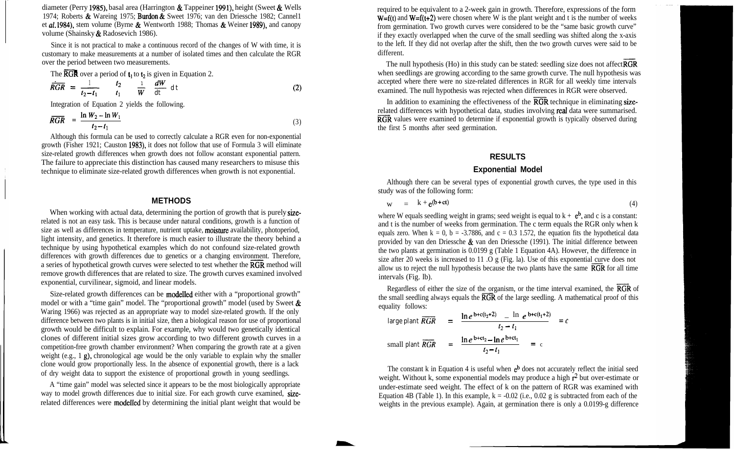diameter (Perry 1985), basal area (Harrington & Tappeiner 1991), height (Sweet & Wells 1974; Roberts & Wareing 1975; Burdon & Sweet 1976; van den Driessche 1982; Cannell et al. 1984), stem volume (Byrne & Wentworth 1988; Thomas & Weiner 1989), and canopy volume (Shainsky & Radosevich 1986).

Since it is not practical to make a continuous record of the changes of W with time, it is customary to make measurements at a number of isolated times and then calculate the RGR over the period between two measurements.

The $\overline{RGR}$ over a period of $t_1$ to $t_2$ is given in Equation 2.

$$\overline{RGR} = \frac{1}{t_2 - t_1} \int_{t_1}^{t_2} \frac{1}{W} \frac{dW}{dt} dt \tag{2}$$

Integration of Equation 2 yields the following.

$$\overline{RGR} = \frac{\ln W_2 - \ln W_1}{t_2 - t_1} \tag{3}$$

Although this formula can be used to correctly calculate a RGR even for non-exponential growth (Fisher 1921; Causton 1983), it does not follow that use of Formula 3 will eliminate size-related growth differences when growth does not follow aconstant exponential pattern. The failure to appreciate this distinction has caused many researchers to misuse this technique to eliminate size-related growth differences when growth is not exponential.

## METHODS

When working with actual data, determining the portion of growth that is purely size-related is not an easy task. This is because under natural conditions, growth is a function of size as well as differences in temperature, nutrient uptake, moisture availability, photoperiod, light intensity, and genetics. It therefore is much easier to illustrate the theory behind a technique by using hypothetical examples which do not confound size-related growth differences with growth differences due to genetics or a changing environment. Therefore, a series of hypothetical growth curves were selected to test whether the $\overline{RGR}$ method will remove growth differences that are related to size. The growth curves examined involved exponential, curvilinear, sigmoid, and linear models.

Size-related growth differences can be modelled either with a "proportional growth" model or with a "time gain" model. The "proportional growth" model (used by Sweet & Waring 1966) was rejected as an appropriate way to model size-related growth. If the only difference between two plants is in initial size, then a biological reason for use of proportional growth would be difficult to explain. For example, why would two genetically identical clones of different initial sizes grow according to two different growth curves in a competition-free growth chamber environment? When comparing the growth rate at a given weight (e.g., 1 g), chronological age would be the only variable to explain why the smaller clone would grow proportionally less. In the absence of exponential growth, there is a lack of dry weight data to support the existence of proportional growth in young seedlings.

A "time gain" model was selected since it appears to be the most biologically appropriate way to model growth differences due to initial size. For each growth curve examined, size-related differences were modelled by determining the initial plant weight that would be required to be equivalent to a 2-week gain in growth. Therefore, expressions of the form $W=f(t)$ and $W=f(t+2)$ were chosen where W is the plant weight and t is the number of weeks from germination. Two growth curves were considered to be the "same basic growth curve" if they exactly overlapped when the curve of the small seedling was shifted along the x-axis to the left. If they did not overlap after the shift, then the two growth curves were said to be different.

The null hypothesis (Ho) in this study can be stated: seedling size does not affect $\overline{RGR}$ when seedlings are growing according to the same growth curve. The null hypothesis was accepted where there were no size-related differences in RGR for all weekly time intervals examined. The null hypothesis was rejected when differences in RGR were observed.

In addition to examining the effectiveness of the $\overline{RGR}$ technique in eliminating size-related differences with hypothetical data, studies involving real data were summarised. $\overline{RGR}$ values were examined to determine if exponential growth is typically observed during the first 5 months after seed germination.

## RESULTS

### Exponential Model

Although there can be several types of exponential growth curves, the type used in this study was of the following form:

$$W = k + e^{(b+ct)} \tag{4}$$

where W equals seedling weight in grams; seed weight is equal to k + $e^b$, and c is a constant: and t is the number of weeks from germination. The c term equals the RGR only when k equals zero. When k = 0, b = -3.7886, and c = 0.3 1.572, the equation fits the hypothetical data provided by van den Driessche & van den Driessche (1991). The initial difference between the two plants at germination is 0.0199 g (Table 1 Equation 4A). However, the difference in size after 20 weeks is increased to 11 .0 g (Fig. 1a). Use of this exponential curve does not allow us to reject the null hypothesis because the two plants have the same $\overline{RGR}$ for all time intervals (Fig. 1b).

Regardless of either the size of the organism, or the time interval examined, the $\overline{RGR}$ of the small seedling always equals the $\overline{RGR}$ of the large seedling. A mathematical proof of this equality follows:

$$\text{large plant } \overline{RGR} = \frac{\ln e^{b+c(t_2+2)} - \ln e^{b+c(t_1+2)}}{t_2 - t_1} = c$$

$$\text{small plant } \overline{RGR} = \frac{\ln e^{b+ct_2} - \ln e^{b+ct_1}}{t_2 - t_1} = c$$

The constant k in Equation 4 is useful when $e^b$ does not accurately reflect the initial seed weight. Without k, some exponential models may produce a high $r^2$ but over-estimate or under-estimate seed weight. The effect of k on the pattern of RGR was examined with Equation 4B (Table 1). In this example, k = -0.02 (i.e., 0.02 g is subtracted from each of the weights in the previous example). Again, at germination there is only a 0.0199-g difference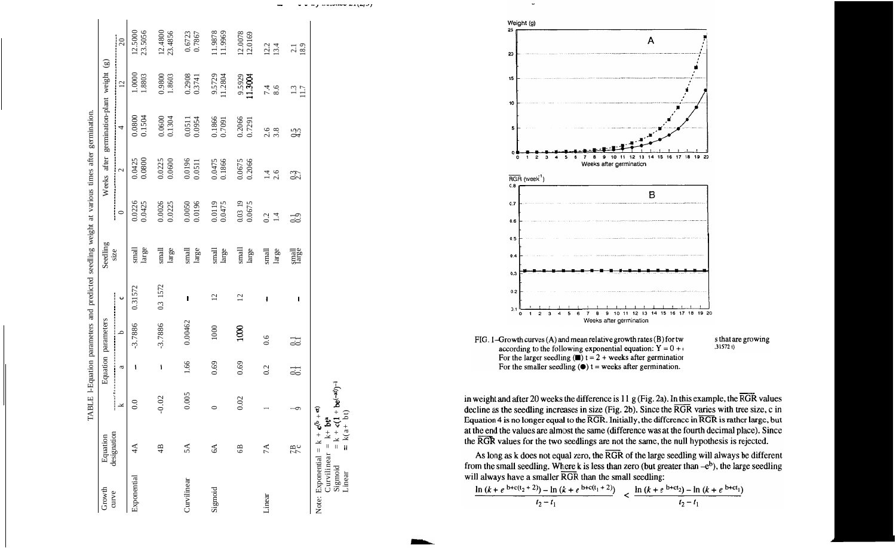TABLE 1–Equation parameters and predicted seedling weight at various times after germination.

| Growth curve | Equation designation | Equation parameters | | | | Seedling size | Weeks after germination-plant weight (g) | | | | | |
|---|---|---|---|---|---|---|---|---|---|---|---|---|
| | | k | a | b | c | | 0 | 2 | 4 | 12 | 20 |
| Exponential | 4A | 0.0 | – | -3.7886 | 0.31572 | small | 0.0226 | 0.0425 | 0.0800 | 1.0000 | 12.5000 |
| | | | | | | large | 0.0425 | 0.0800 | 0.1504 | 1.8803 | 23.5056 |
| | 4B | -0.02 | – | -3.7886 | 0.3 1572 | small | 0.0026 | 0.0225 | 0.0600 | 0.9800 | 12.4800 |
| | | | | | | large | 0.0225 | 0.0600 | 0.1304 | 1.8603 | 23.4856 |
| Curvilinear | 5A | 0.005 | 1.66 | 0.00462 | – | small | 0.0050 | 0.0196 | 0.0511 | 0.2908 | 0.6723 |
| | | | | | | large | 0.0196 | 0.0511 | 0.0954 | 0.3741 | 0.7867 |
| Sigmoid | 6A | 0 | 0.69 | 1000 | 12 | small | 0.0119 | 0.0475 | 0.1866 | 9.5729 | 11.9978 |
| | | | | | | large | 0.0475 | 0.1866 | 0.7091 | 11.2804 | 11.9969 |
| | 6B | 0.02 | 0.69 | 1000 | 12 | small | 0.03 19 | 0.0675 | 0.2066 | 9.5929 | 12.0078 |
| | | | | | | large | 0.0675 | 0.2066 | 0.7291 | 11.3004 | 12.0169 |
| Linear | 7A | 1 | 0.2 | 0.6 | – | small | 0.2 | 1.4 | 2.6 | 7.4 | 12.2 |
| | | | | | | large | 1.4 | 2.6 | 3.8 | 8.6 | 13.4 |
| | 7B | 1 | 0.1 | 0.1 | – | small | 0.1 | 0.3 | 0.5 | 1.3 | 2.1 |
| | 7C | 9 | 0.1 | 0.1 | | large | 0.9 | 2.7 | 4.5 | 11.7 | 18.9 |

Note: Exponential $= k + e^{(b + ct)}$
Curvilinear $= k + bt^{a}$
Sigmoid $= k + c(1 + be^{(-at)})^{-1}$
Linear $= k(a + bt)$

FIG. 1–Growth curves (A) and mean relative growth rates (B) for tw[o seedling]s that are growing according to the following exponential equation: Y = 0 + [e^(-3.7886 + 0].31572 t)
For the larger seedling (■) t = 2 + weeks after germination
For the smaller seedling (●) t = weeks after germination.

in weight and after 20 weeks the difference is 11 g (Fig. 2a). In this example, the $\overline{RGR}$ values decline as the seedling increases in size (Fig. 2b). Since the $\overline{RGR}$ varies with tree size, c in Equation 4 is no longer equal to the $\overline{RGR}$. Initially, the difference in $\overline{RGR}$ is rather large, but at the end the values are almost the same (difference was at the fourth decimal place). Since the $\overline{RGR}$ values for the two seedlings are not the same, the null hypothesis is rejected.

As long as k does not equal zero, the $\overline{RGR}$ of the large seedling will always be different from the small seedling. Where k is less than zero (but greater than $-e^b$), the large seedling will always have a smaller $\overline{RGR}$ than the small seedling:

$$\frac{\ln(k + e^{b+c(t_2+2)}) - \ln(k + e^{b+c(t_1+2)})}{t_2 - t_1} < \frac{\ln(k + e^{b+ct_2}) - \ln(k + e^{b+ct_1})}{t_2 - t_1}$$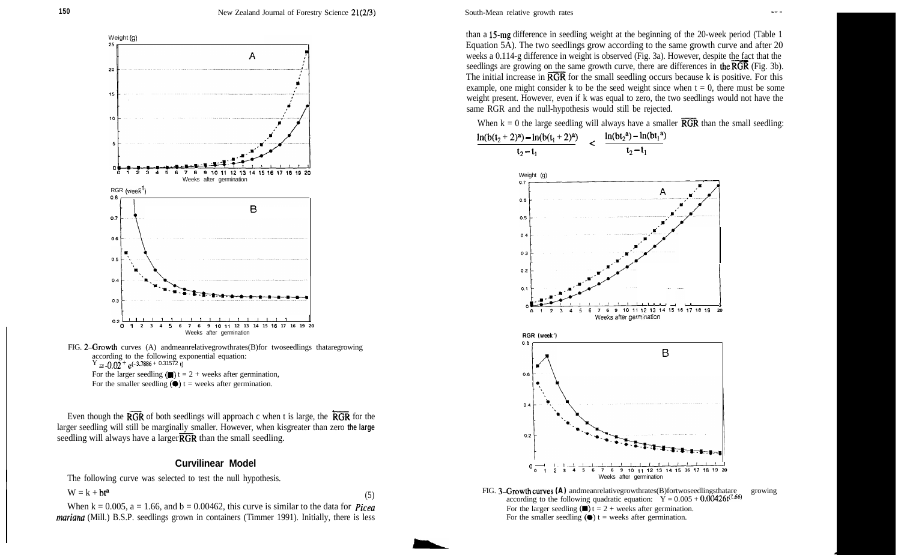FIG. 2–Growth curves (A) and mean relative growth rates (B) for two seedlings that are growing according to the following exponential equation:
$Y = -0.02 + e^{(-3.7886 + 0.31572\,t)}$
For the larger seedling (■) t = 2 + weeks after germination,
For the smaller seedling (●) t = weeks after germination.

Even though the $\overleftarrow{RGR}$ of both seedlings will approach c when t is large, the $\overleftarrow{RGR}$ for the larger seedling will still be marginally smaller. However, when k is greater than zero the large seedling will always have a larger $\overleftarrow{RGR}$ than the small seedling.

### Curvilinear Model

The following curve was selected to test the null hypothesis.

$$W = k + bt^a \tag{5}$$

When k = 0.005, a = 1.66, and b = 0.00462, this curve is similar to the data for *Picea mariana* (Mill.) B.S.P. seedlings grown in containers (Timmer 1991). Initially, there is less than a 15-mg difference in seedling weight at the beginning of the 20-week period (Table 1 Equation 5A). The two seedlings grow according to the same growth curve and after 20 weeks a 0.114-g difference in weight is observed (Fig. 3a). However, despite the fact that the seedlings are growing on the same growth curve, there are differences in the $\overleftarrow{RGR}$ (Fig. 3b). The initial increase in $\overleftarrow{RGR}$ for the small seedling occurs because k is positive. For this example, one might consider k to be the seed weight since when t = 0, there must be some weight present. However, even if k was equal to zero, the two seedlings would not have the same RGR and the null-hypothesis would still be rejected.

When k = 0 the large seedling will always have a smaller $\overleftarrow{RGR}$ than the small seedling:

$$\frac{\ln(b(t_2+2)^a) - \ln(b(t_1+2)^a)}{t_2 - t_1} < \frac{\ln(bt_2^{\,a}) - \ln(bt_1^{\,a})}{t_2 - t_1}$$

FIG. 3–Growth curves (A) and mean relative growth rates (B) for two seedlings that are growing according to the following quadratic equation: $Y = 0.005 + 0.00426t^{(1.66)}$
For the larger seedling (■) t = 2 + weeks after germination.
For the smaller seedling (●) t = weeks after germination.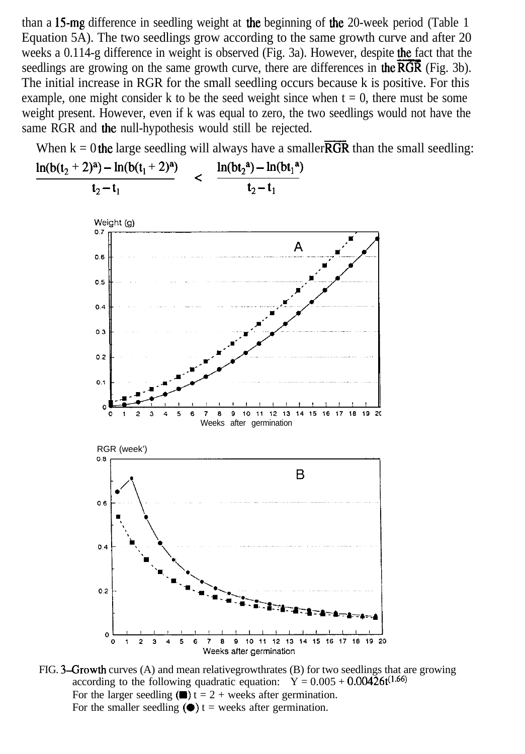than a 15-mg difference in seedling weight at the beginning of the 20-week period (Table 1 Equation 5A). The two seedlings grow according to the same growth curve and after 20 weeks a 0.114-g difference in weight is observed (Fig. 3a). However, despite the fact that the seedlings are growing on the same growth curve, there are differences in the RGR (Fig. 3b). The initial increase in RGR for the small seedling occurs because k is positive. For this example, one might consider k to be the seed weight since when t = 0, there must be some weight present. However, even if k was equal to zero, the two seedlings would not have the same RGR and the null-hypothesis would still be rejected.

When k = 0 the large seedling will always have a smaller $\overline{RGR}$ than the small seedling:

$$\frac{\ln(b(t_2+2)^a) - \ln(b(t_1+2)^a)}{t_2 - t_1} < \frac{\ln(bt_2^a) - \ln(bt_1^a)}{t_2 - t_1}$$

FIG. 3–Growth curves (A) and mean relativegrowthrates (B) for two seedlings that are growing according to the following quadratic equation: $Y = 0.005 + 0.00426t^{(1.66)}$
For the larger seedling (■) t = 2 + weeks after germination.
For the smaller seedling (●) t = weeks after germination.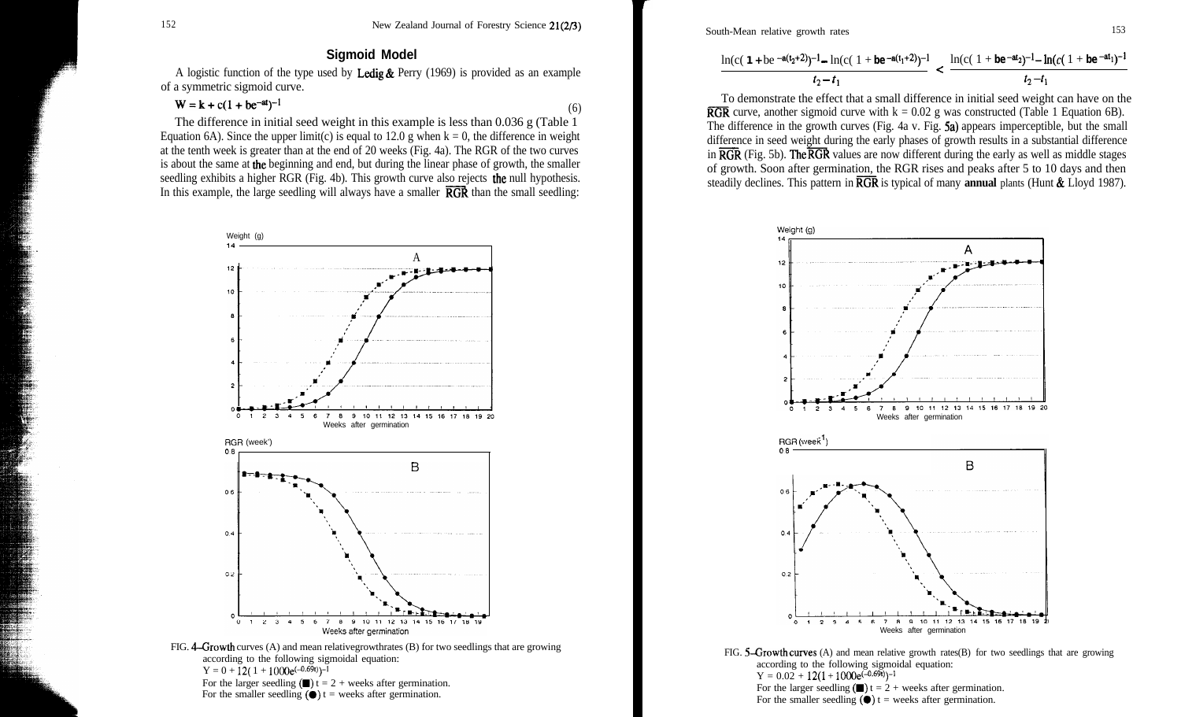## Sigmoid Model

A logistic function of the type used by Ledig & Perry (1969) is provided as an example of a symmetric sigmoid curve.

$$W = k + c(1 + be^{-at})^{-1} \tag{6}$$

The difference in initial seed weight in this example is less than 0.036 g (Table 1 Equation 6A). Since the upper limit(c) is equal to 12.0 g when k = 0, the difference in weight at the tenth week is greater than at the end of 20 weeks (Fig. 4a). The RGR of the two curves is about the same at the beginning and end, but during the linear phase of growth, the smaller seedling exhibits a higher RGR (Fig. 4b). This growth curve also rejects the null hypothesis. In this example, the large seedling will always have a smaller $\overline{RGR}$ than the small seedling:

FIG. 4–Growth curves (A) and mean relativegrowthrates (B) for two seedlings that are growing according to the following sigmoidal equation:
$Y = 0 + 12(1 + 1000e^{(-0.69t)})^{-1}$
For the larger seedling (■) t = 2 + weeks after germination.
For the smaller seedling (●) t = weeks after germination.

$$\frac{\ln(c(1 + be^{-a(t_2+2)})^{-1} - \ln(c(1 + be^{-a(t_1+2)})^{-1}}{t_2 - t_1} < \frac{\ln(c(1 + be^{-at_2})^{-1} - \ln(c(1 + be^{-at_1})^{-1}}{t_2 - t_1}$$

To demonstrate the effect that a small difference in initial seed weight can have on the $\overline{RGR}$ curve, another sigmoid curve with k = 0.02 g was constructed (Table 1 Equation 6B). The difference in the growth curves (Fig. 4a v. Fig. 5a) appears imperceptible, but the small difference in seed weight during the early phases of growth results in a substantial difference in $\overline{RGR}$ (Fig. 5b). The $\overline{RGR}$ values are now different during the early as well as middle stages of growth. Soon after germination, the RGR rises and peaks after 5 to 10 days and then steadily declines. This pattern in $\overline{RGR}$ is typical of many annual plants (Hunt & Lloyd 1987).

FIG. 5–Growth curves (A) and mean relative growth rates(B) for two seedlings that are growing according to the following sigmoidal equation:
$Y = 0.02 + 12(1 + 1000e^{(-0.69t)})^{-1}$
For the larger seedling (■) t = 2 + weeks after germination.
For the smaller seedling (●) t = weeks after germination.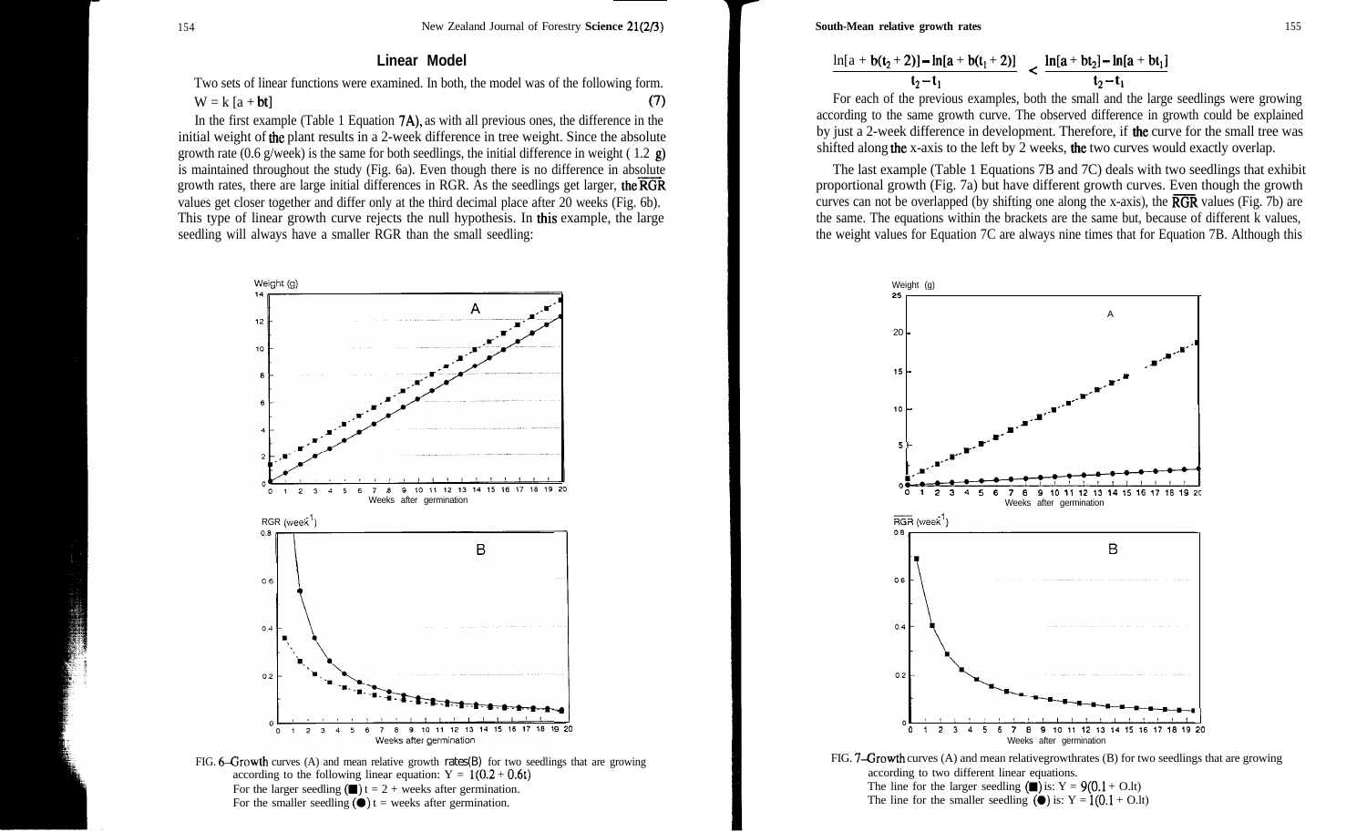## Linear Model

Two sets of linear functions were examined. In both, the model was of the following form.

$$W = k\,[a + bt] \qquad (7)$$

In the first example (Table 1 Equation 7A), as with all previous ones, the difference in the initial weight of the plant results in a 2-week difference in tree weight. Since the absolute growth rate (0.6 g/week) is the same for both seedlings, the initial difference in weight ( 1.2 g) is maintained throughout the study (Fig. 6a). Even though there is no difference in absolute growth rates, there are large initial differences in RGR. As the seedlings get larger, the $\overline{RGR}$ values get closer together and differ only at the third decimal place after 20 weeks (Fig. 6b). This type of linear growth curve rejects the null hypothesis. In this example, the large seedling will always have a smaller RGR than the small seedling:

$$\frac{\ln[a + b(t_2 + 2)] - \ln[a + b(t_1 + 2)]}{t_2 - t_1} < \frac{\ln[a + bt_2] - \ln[a + bt_1]}{t_2 - t_1}$$

For each of the previous examples, both the small and the large seedlings were growing according to the same growth curve. The observed difference in growth could be explained by just a 2-week difference in development. Therefore, if the curve for the small tree was shifted along the x-axis to the left by 2 weeks, the two curves would exactly overlap.

The last example (Table 1 Equations 7B and 7C) deals with two seedlings that exhibit proportional growth (Fig. 7a) but have different growth curves. Even though the growth curves can not be overlapped (by shifting one along the x-axis), the $\overline{RGR}$ values (Fig. 7b) are the same. The equations within the brackets are the same but, because of different k values, the weight values for Equation 7C are always nine times that for Equation 7B. Although this

FIG. 6–Growth curves (A) and mean relative growth rates (B) for two seedlings that are growing according to the following linear equation: $Y = 1(0.2 + 0.6t)$
For the larger seedling (■) t = 2 + weeks after germination.
For the smaller seedling (●) t = weeks after germination.

FIG. 7–Growth curves (A) and mean relative growth rates (B) for two seedlings that are growing according to two different linear equations.
The line for the larger seedling (■) is: $Y = 9(0.1 + 0.1t)$
The line for the smaller seedling (●) is: $Y = 1(0.1 + 0.1t)$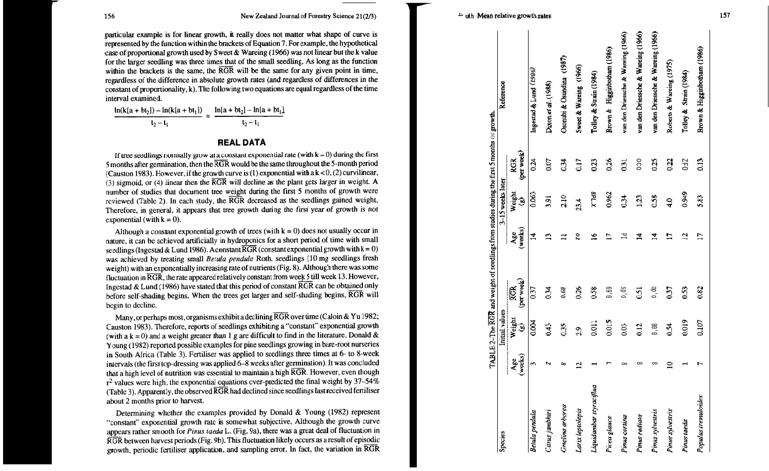particular example is for linear growth, it really does not matter what shape of curve is represented by the function within the brackets of Equation 7. For example, the hypothetical case of proportional growth used by Sweet & Wareing (1966) was not linear but the k value for the larger seedling was three times that of the small seedling. As long as the function within the brackets is the same, the $\overline{RGR}$ will be the same for any given point in time, regardless of the difference in absolute growth rates (and regardless of differences in the constant of proportionality, k). The following two equations are equal regardless of the time interval examined.

$$\frac{\ln(k[a + bt_2]) - \ln(k[a + bt_1])}{t_2 - t_1} = \frac{\ln[a + bt_2] - \ln[a + bt_1]}{t_2 - t_1}$$

## REAL DATA

If tree seedlings normally grow at a constant exponential rate (with k = 0) during the first 5 months after germination, then the $\overline{RGR}$ would be the same throughout the 5-month period (Causton 1983). However, if the growth curve is (1) exponential with a k < 0, (2) curvilinear, (3) sigmoid, or (4) linear then the $\overline{RGR}$ will decline as the plant gets larger in weight. A number of studies that document tree weight during the first 5 months of growth were reviewed (Table 2). In each study, the $\overline{RGR}$ decreased as the seedlings gained weight. Therefore, in general, it appears that tree growth during the first year of growth is not exponential (with k = 0).

Although a constant exponential growth of trees (with k = 0) does not usually occur in nature, it can be achieved artificially in hydroponics for a short period of time with small seedlings (Ingestad & Lund 1986). A constant $\overline{RGR}$ (constant exponential growth with k = 0) was achieved by treating small *Betula pendula* Roth. seedlings (10 mg seedlings fresh weight) with an exponentially increasing rate of nutrients (Fig. 8). Although there was some fluctuation in $\overline{RGR}$, the rate appeared relatively constant from week 5 till week 13. However, Ingestad & Lund (1986) have stated that this period of constant $\overline{RGR}$ can be obtained only before self-shading begins. When the trees get larger and self-shading begins, $\overline{RGR}$ will begin to decline.

Many, or perhaps most, organisms exhibit a declining $\overline{RGR}$ over time (Caloin & Yu 1982; Causton 1983). Therefore, reports of seedlings exhibiting a "constant" exponential growth (with a k = 0) and a weight greater than 1 g are difficult to find in the literature. Donald & Young (1982) reported possible examples for pine seedlings growing in bare-root nurseries in South Africa (Table 3). Fertiliser was applied to seedlings three times at 6- to 8-week intervals (the first top-dressing was applied 6–8 weeks after germination). It was concluded that a high level of nutrition was essential to maintain a high $\overline{RGR}$. However, even though $r^2$ values were high, the exponential equations over-predicted the final weight by 37–54% (Table 3). Apparently, the observed $\overline{RGR}$ had declined since seedlings last received fertiliser about 2 months prior to harvest.

Determining whether the examples provided by Donald & Young (1982) represent "constant" exponential growth rate is somewhat subjective. Although the growth curve appears rather smooth for *Pinus taeda* L. (Fig. 9a), there was a great deal of fluctuation in $\overline{RGR}$ between harvest periods (Fig. 9b). This fluctuation likely occurs as a result of episodic growth, periodic fertiliser application, and sampling error. In fact, the variation in $\overline{RGR}$

TABLE 2–The $\overline{RGR}$ and weight of seedlings from studies during the first 5 months of growth.

| Species | Initial values | | | 3–15 weeks later | | | Reference |
|---|---|---|---|---|---|---|---|
| | Age (weeks) | Weight (g) | $\overline{RGR}$ (per week) | Age (weeks) | Weight (g) | $\overline{RGR}$ (per week) | |
| *Betula pendula* | 3 | 0.004 | 0.37 | 14 | 0.063 | 0.24 | Ingestad & Lund (1986) |
| *Citrus jambhiri* | 2 | 0.43 | 0.34 | 13 | 3.91 | 0.07 | Dixon *et al.* (1988) |
| *Gmelina arborea* | 8 | 0.35 | 0.68 | 11 | 2.10 | 0.34 | Osonubi & Osundina (1987) |
| *Larix leptolepis* | 12 | 2.9 | 0.26 | 20 | 23.4 | 0.17 | Sweet & Wareing (1966) |
| *Liquidambar styraciflua* | 1 | 0.011 | 0.58 | 16 | 1.847 | 0.23 | Tolley & Strain (1984) |
| *Picea glauca* | 7 | 0.015 | 0.69 | 17 | 0.962 | 0.26 | Brown & Higginbotham (1986) |
| *Pinus cortina* | 8 | 0.03 | 0.05 | 14 | 0.34 | 0.31 | van den Driessche & Wareing (1966) |
| *Pinus radiata* | 8 | 0.12 | 0.51 | 14 | 1.23 | 0.00 | van den Driessche & Wareing (1966) |
| *Pinus sylvestris* | 8 | 0.08 | 0.00 | 14 | 0.58 | 0.25 | van den Driessche & Wareing (1966) |
| *Pinus sylvestris* | 10 | 0.54 | 0.37 | 17 | 4.0 | 0.22 | Roberts & Wareing (1975) |
| *Pinus taeda* | 1 | 0.019 | 0.53 | 12 | 0.949 | 0.37 | Tolley & Strain (1984) |
| *Populus tremuloides* | 7 | 0.107 | 0.82 | 17 | 5.83 | 0.13 | Brown & Higginbotham (1986) |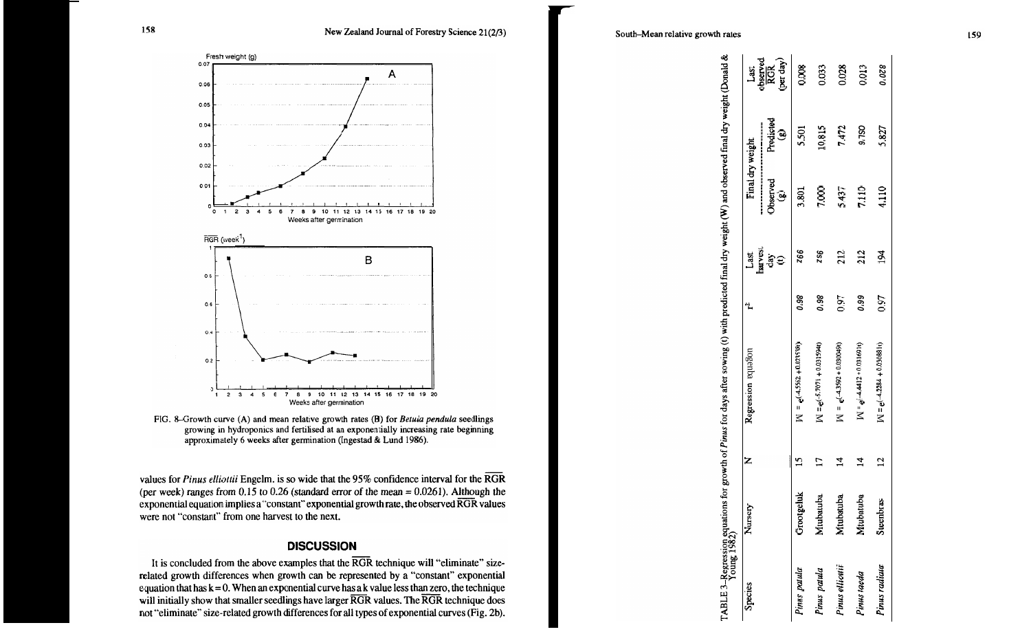FIG. 8–Growth curve (A) and mean relative growth rates (B) for *Betula pendula* seedlings growing in hydroponics and fertilised at an exponentially increasing rate beginning approximately 6 weeks after germination (Ingestad & Lund 1986).

values for *Pinus elliottii* Engelm. is so wide that the 95% confidence interval for the $\overline{RGR}$ (per week) ranges from 0.15 to 0.26 (standard error of the mean = 0.0261). Although the exponential equation implies a "constant" exponential growth rate, the observed $\overline{RGR}$ values were not "constant" from one harvest to the next.

## DISCUSSION

It is concluded from the above examples that the $\overline{RGR}$ technique will "eliminate" size-related growth differences when growth can be represented by a "constant" exponential equation that has k = 0. When an exponential curve has a k value less than zero, the technique will initially show that smaller seedlings have larger $\overline{RGR}$ values. The $\overline{RGR}$ technique does not "eliminate" size-related growth differences for all types of exponential curves (Fig. 2b).

TABLE 3–Regression equations for growth of *Pinus* for days after sowing (t) with predicted final dry weight (W) and observed final dry weight (Donald & Young 1982)

| Species | Nursery | N | Regression equation | $r^2$ | Last harvest day (t) | Final dry weight Observed (g) | Final dry weight Predicted (g) | Last observed RGR (per day) |
|---|---|---|---|---|---|---|---|---|
| *Pinus patula* | Grootgeluk | 15 | $W = e^{(-4.5562 + 0.02155\sqrt{t})}$ | 0.98 | 266 | 3.801 | 5.501 | 0.008 |
| *Pinus patula* | Mtubatuba | 17 | $W = e^{(-5.7071 + 0.0315\sqrt{4t})}$ | 0.98 | 256 | 7.000 | 10.815 | 0.033 |
| *Pinus elliottii* | Mtubatuba | 14 | $W = e^{(-4.3592 + 0.03004t)}$ | 0.97 | 212 | 5.437 | 7.472 | 0.028 |
| *Pinus taeda* | Mtubatuba | 14 | $W = e^{(-4.4412 + 0.03169t)}$ | 0.99 | 212 | 7.110 | 9.750 | 0.013 |
| *Pinus radiata* | Steenbras | 12 | $W = e^{(-4.2284 + 0.03088t)}$ | 0.97 | 194 | 4.110 | 5.827 | 0.028 |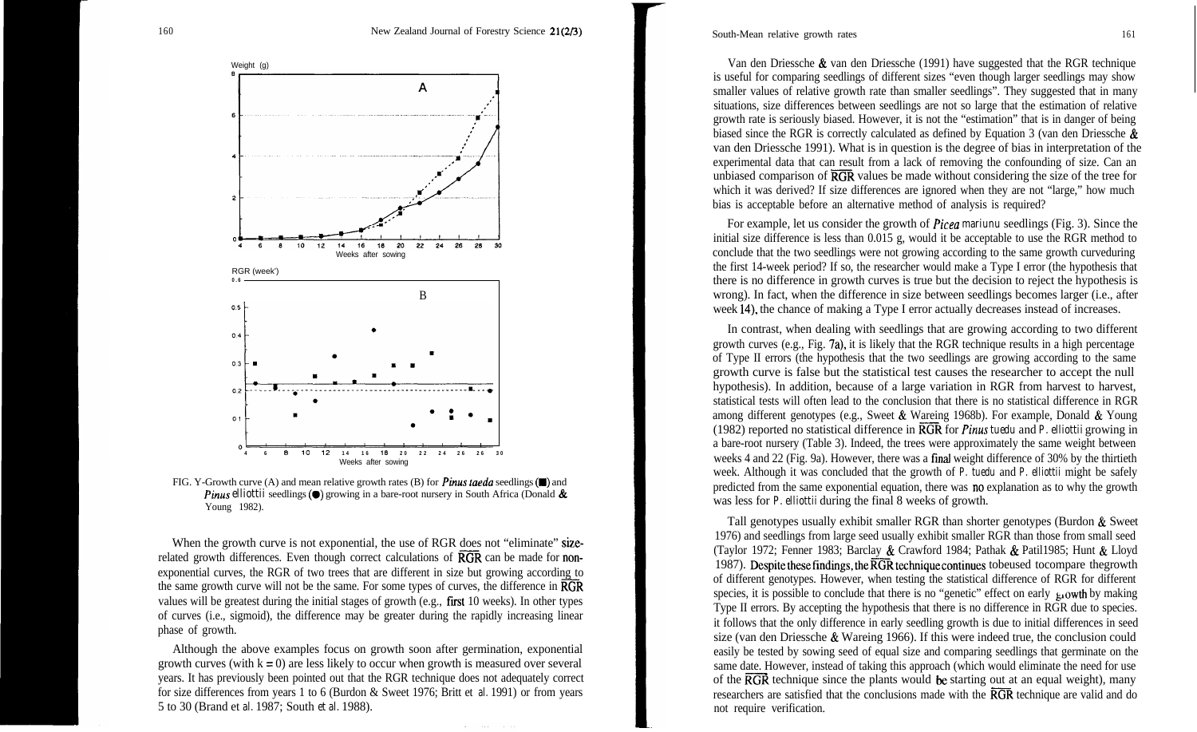FIG. 9–Growth curve (A) and mean relative growth rates (B) for *Pinus taeda* seedlings (■) and *Pinus elliottii* seedlings (●) growing in a bare-root nursery in South Africa (Donald & Young 1982).

When the growth curve is not exponential, the use of RGR does not "eliminate" size-related growth differences. Even though correct calculations of $\overline{RGR}$ can be made for non-exponential curves, the RGR of two trees that are different in size but growing according to the same growth curve will not be the same. For some types of curves, the difference in $\overline{RGR}$ values will be greatest during the initial stages of growth (e.g., first 10 weeks). In other types of curves (i.e., sigmoid), the difference may be greater during the rapidly increasing linear phase of growth.

Although the above examples focus on growth soon after germination, exponential growth curves (with $k = 0$) are less likely to occur when growth is measured over several years. It has previously been pointed out that the RGR technique does not adequately correct for size differences from years 1 to 6 (Burdon & Sweet 1976; Britt et al. 1991) or from years 5 to 30 (Brand et al. 1987; South et al. 1988).

Van den Driessche & van den Driessche (1991) have suggested that the RGR technique is useful for comparing seedlings of different sizes "even though larger seedlings may show smaller values of relative growth rate than smaller seedlings". They suggested that in many situations, size differences between seedlings are not so large that the estimation of relative growth rate is seriously biased. However, it is not the "estimation" that is in danger of being biased since the RGR is correctly calculated as defined by Equation 3 (van den Driessche & van den Driessche 1991). What is in question is the degree of bias in interpretation of the experimental data that can result from a lack of removing the confounding of size. Can an unbiased comparison of $\overline{RGR}$ values be made without considering the size of the tree for which it was derived? If size differences are ignored when they are not "large," how much bias is acceptable before an alternative method of analysis is required?

For example, let us consider the growth of *Picea mariana* seedlings (Fig. 3). Since the initial size difference is less than 0.015 g, would it be acceptable to use the RGR method to conclude that the two seedlings were not growing according to the same growth curveduring the first 14-week period? If so, the researcher would make a Type I error (the hypothesis that there is no difference in growth curves is true but the decision to reject the hypothesis is wrong). In fact, when the difference in size between seedlings becomes larger (i.e., after week 14), the chance of making a Type I error actually decreases instead of increases.

In contrast, when dealing with seedlings that are growing according to two different growth curves (e.g., Fig. 7a), it is likely that the RGR technique results in a high percentage of Type II errors (the hypothesis that the two seedlings are growing according to the same growth curve is false but the statistical test causes the researcher to accept the null hypothesis). In addition, because of a large variation in RGR from harvest to harvest, statistical tests will often lead to the conclusion that there is no statistical difference in RGR among different genotypes (e.g., Sweet & Wareing 1968b). For example, Donald & Young (1982) reported no statistical difference in $\overline{RGR}$ for *Pinus taeda* and *P. elliottii* growing in a bare-root nursery (Table 3). Indeed, the trees were approximately the same weight between weeks 4 and 22 (Fig. 9a). However, there was a final weight difference of 30% by the thirtieth week. Although it was concluded that the growth of *P. taeda* and *P. elliottii* might be safely predicted from the same exponential equation, there was no explanation as to why the growth was less for *P. elliottii* during the final 8 weeks of growth.

Tall genotypes usually exhibit smaller RGR than shorter genotypes (Burdon & Sweet 1976) and seedlings from large seed usually exhibit smaller RGR than those from small seed (Taylor 1972; Fenner 1983; Barclay & Crawford 1984; Pathak & Patil1985; Hunt & Lloyd 1987). Despite these findings, the $\overline{RGR}$ technique continues tobeused tocompare thegrowth of different genotypes. However, when testing the statistical difference of RGR for different species, it is possible to conclude that there is no "genetic" effect on early growth by making Type II errors. By accepting the hypothesis that there is no difference in RGR due to species. it follows that the only difference in early seedling growth is due to initial differences in seed size (van den Driessche & Wareing 1966). If this were indeed true, the conclusion could easily be tested by sowing seed of equal size and comparing seedlings that germinate on the same date. However, instead of taking this approach (which would eliminate the need for use of the $\overline{RGR}$ technique since the plants would be starting out at an equal weight), many researchers are satisfied that the conclusions made with the $\overline{RGR}$ technique are valid and do not require verification.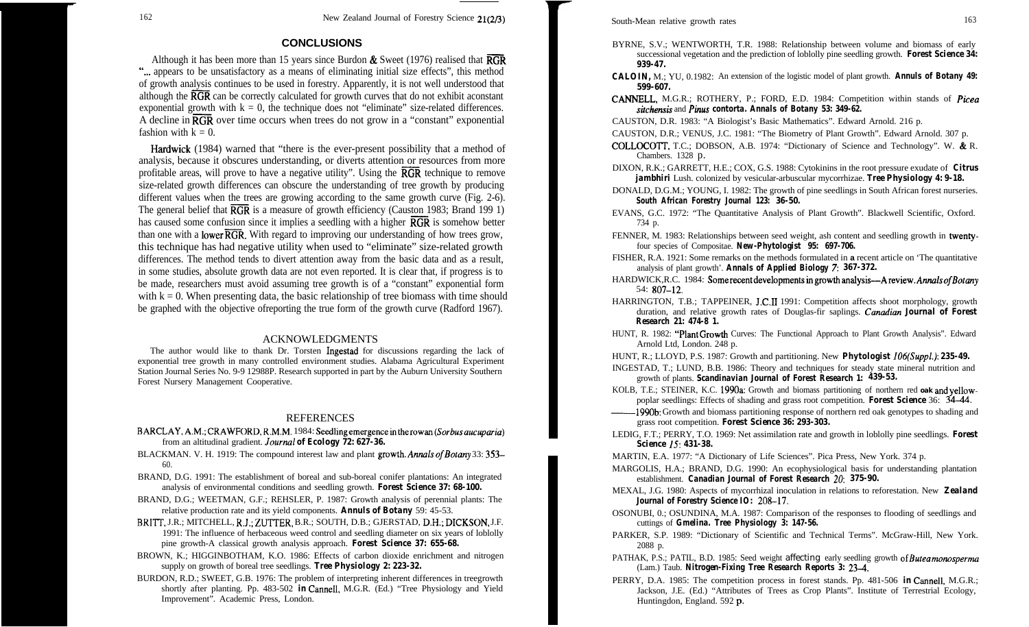## CONCLUSIONS

Although it has been more than 15 years since Burdon & Sweet (1976) realised that $\overline{RGR}$ "... appears to be unsatisfactory as a means of eliminating initial size effects", this method of growth analysis continues to be used in forestry. Apparently, it is not well understood that although the $\overline{RGR}$ can be correctly calculated for growth curves that do not exhibit aconstant exponential growth with $k = 0$, the technique does not "eliminate" size-related differences. A decline in $\overline{RGR}$ over time occurs when trees do not grow in a "constant" exponential fashion with $k = 0$.

Hardwick (1984) warned that "there is the ever-present possibility that a method of analysis, because it obscures understanding, or diverts attention or resources from more profitable areas, will prove to have a negative utility". Using the $\overline{RGR}$ technique to remove size-related growth differences can obscure the understanding of tree growth by producing different values when the trees are growing according to the same growth curve (Fig. 2-6). The general belief that $\overline{RGR}$ is a measure of growth efficiency (Causton 1983; Brand 199 1) has caused some confusion since it implies a seedling with a higher $\overline{RGR}$ is somehow better than one with a lower $\overline{RGR}$. With regard to improving our understanding of how trees grow, this technique has had negative utility when used to "eliminate" size-related growth differences. The method tends to divert attention away from the basic data and as a result, in some studies, absolute growth data are not even reported. It is clear that, if progress is to be made, researchers must avoid assuming tree growth is of a "constant" exponential form with $k = 0$. When presenting data, the basic relationship of tree biomass with time should be graphed with the objective ofreporting the true form of the growth curve (Radford 1967).

## ACKNOWLEDGMENTS

The author would like to thank Dr. Torsten Ingestad for discussions regarding the lack of exponential tree growth in many controlled environment studies. Alabama Agricultural Experiment Station Journal Series No. 9-9 12988P. Research supported in part by the Auburn University Southern Forest Nursery Management Cooperative.

## REFERENCES

BARCLAY, A.M.; CRAWFORD, R.M.M. 1984: Seedling emergence in the rowan (*Sorbus aucuparia*) from an altitudinal gradient. *Journal* **of Ecology 72: 627-36.**

BLACKMAN. V. H. 1919: The compound interest law and plant growth. *Annals of Botany* 33: 353–60.

BRAND, D.G. 1991: The establishment of boreal and sub-boreal conifer plantations: An integrated analysis of environmental conditions and seedling growth. **Forest Science 37: 68-100.**

BRAND, D.G.; WEETMAN, G.F.; REHSLER, P. 1987: Growth analysis of perennial plants: The relative production rate and its yield components. **Annuls of Botany** 59: 45-53.

BRITT, J.R.; MITCHELL, R.J.; ZUTTER, B.R.; SOUTH, D.B.; GJERSTAD, D.H.; DICKSON, J.F. 1991: The influence of herbaceous weed control and seedling diameter on six years of loblolly pine growth-A classical growth analysis approach. **Forest Science 37: 655-68.**

BROWN, K.; HIGGINBOTHAM, K.O. 1986: Effects of carbon dioxide enrichment and nitrogen supply on growth of boreal tree seedlings. **Tree Physiology 2: 223-32.**

BURDON, R.D.; SWEET, G.B. 1976: The problem of interpreting inherent differences in treegrowth shortly after planting. Pp. 483-502 **in** Cannell, M.G.R. (Ed.) "Tree Physiology and Yield Improvement". Academic Press, London.

BYRNE, S.V.; WENTWORTH, T.R. 1988: Relationship between volume and biomass of early successional vegetation and the prediction of loblolly pine seedling growth. **Forest Science 34: 939-47.**

**CALOIN,** M.; YU, 0.1982: An extension of the logistic model of plant growth. **Annuls of Botany 49: 599-607.**

CANNELL, M.G.R.; ROTHERY, P.; FORD, E.D. 1984: Competition within stands of *Picea sitchensis* and *Pinus* **contorta. Annals of Botany 53: 349-62.**

CAUSTON, D.R. 1983: "A Biologist's Basic Mathematics". Edward Arnold. 216 p.

CAUSTON, D.R.; VENUS, J.C. 1981: "The Biometry of Plant Growth". Edward Arnold. 307 p.

COLLOCOTT, T.C.; DOBSON, A.B. 1974: "Dictionary of Science and Technology". W. & R. Chambers. 1328 p.

DIXON, R.K.; GARRETT, H.E.; COX, G.S. 1988: Cytokinins in the root pressure exudate of **Citrus jambhiri** Lush. colonized by vesicular-arbuscular mycorrhizae. **Tree Physiology 4: 9-18.**

DONALD, D.G.M.; YOUNG, I. 1982: The growth of pine seedlings in South African forest nurseries. **South African Forestry Journal 123: 36-50.**

EVANS, G.C. 1972: "The Quantitative Analysis of Plant Growth". Blackwell Scientific, Oxford. 734 p.

FENNER, M. 1983: Relationships between seed weight, ash content and seedling growth in twenty-four species of Compositae. **New-Phytologist 95: 697-706.**

FISHER, R.A. 1921: Some remarks on the methods formulated in a recent article on 'The quantitative analysis of plant growth'. **Annals of Applied Biology** *7*: **367-372.**

HARDWICK,R.C. 1984: Some recent developments in growth analysis—A review. *Annals of Botany* 54: 807–12.

HARRINGTON, T.B.; TAPPEINER, J.C.II 1991: Competition affects shoot morphology, growth duration, and relative growth rates of Douglas-fir saplings. *Canadian* **Journal of Forest Research 21: 474-8 1.**

HUNT, R. 1982: "Plant Growth Curves: The Functional Approach to Plant Growth Analysis". Edward Arnold Ltd, London. 248 p.

HUNT, R.; LLOYD, P.S. 1987: Growth and partitioning. New **Phytologist** *106(Suppl.)*: **235-49.**

INGESTAD, T.; LUND, B.B. 1986: Theory and techniques for steady state mineral nutrition and growth of plants. **Scandinavian Journal of Forest Research 1: 439-53.**

KOLB, T.E.; STEINER, K.C. 1990a: Growth and biomass partitioning of northern red oak and yellow-poplar seedlings: Effects of shading and grass root competition. **Forest Science** 36: 34–44.

——1990b: Growth and biomass partitioning response of northern red oak genotypes to shading and grass root competition. **Forest Science 36: 293-303.**

LEDIG, F.T.; PERRY, T.O. 1969: Net assimilation rate and growth in loblolly pine seedlings. **Forest Science** *15*: **431-38.**

MARTIN, E.A. 1977: "A Dictionary of Life Sciences". Pica Press, New York. 374 p.

MARGOLIS, H.A.; BRAND, D.G. 1990: An ecophysiological basis for understanding plantation establishment. **Canadian Journal of Forest Research** *20*: **375-90.**

MEXAL, J.G. 1980: Aspects of mycorrhizal inoculation in relations to reforestation. New **Zealand Journal of Forestry Science IO:** 208–17.

OSONUBI, 0.; OSUNDINA, M.A. 1987: Comparison of the responses to flooding of seedlings and cuttings of **Gmelina. Tree Physiology 3: 147-56.**

PARKER, S.P. 1989: "Dictionary of Scientific and Technical Terms". McGraw-Hill, New York. 2088 p.

PATHAK, P.S.; PATIL, B.D. 1985: Seed weight affecting early seedling growth of *Butea monosperma* (Lam.) Taub. **Nitrogen-Fixing Tree Research Reports 3:** 23–4.

PERRY, D.A. 1985: The competition process in forest stands. Pp. 481-506 **in** Cannell, M.G.R.; Jackson, J.E. (Ed.) "Attributes of Trees as Crop Plants". Institute of Terrestrial Ecology, Huntingdon, England. 592 p.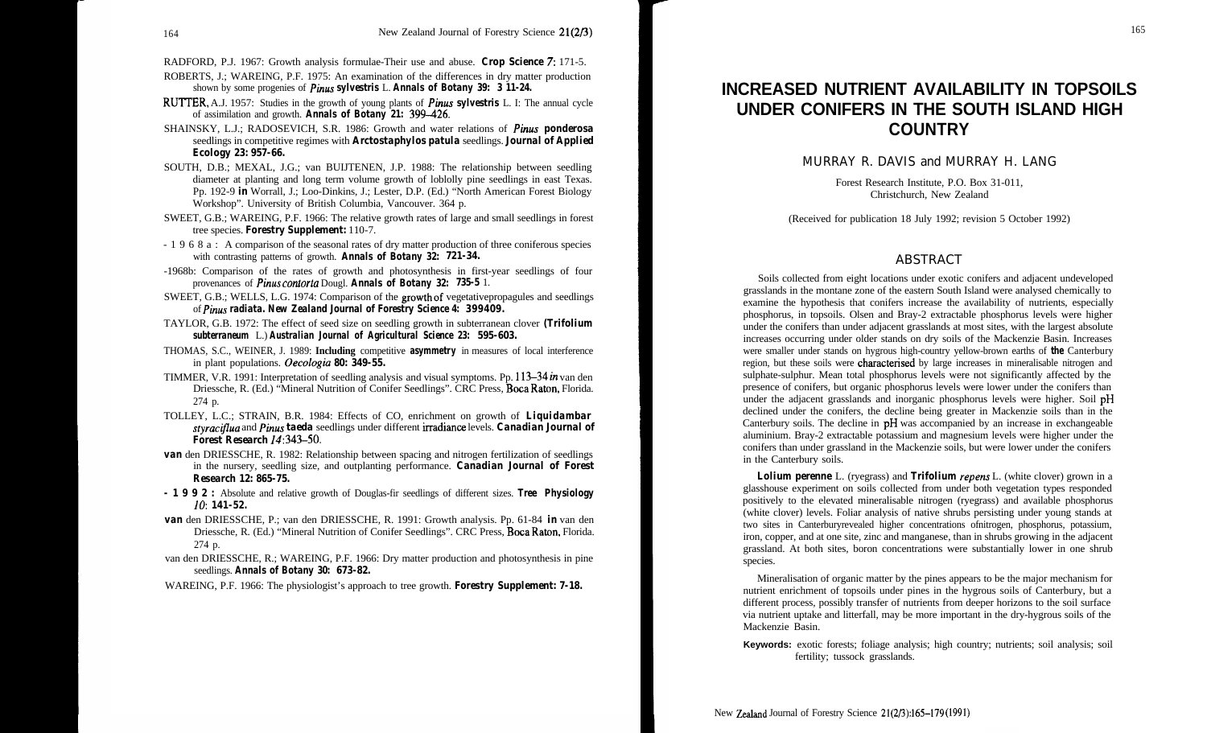RADFORD, P.J. 1967: Growth analysis formulae-Their use and abuse. **Crop Science 7:** 171-5.

ROBERTS, J.; WAREING, P.F. 1975: An examination of the differences in dry matter production shown by some progenies of *Pinus sylvestris* L. **Annals of Botany 39: 3 11-24.**

RUTTER, A.J. 1957: Studies in the growth of young plants of *Pinus sylvestris* L. I: The annual cycle of assimilation and growth. **Annals of Botany 21:** 399–426.

SHAINSKY, L.J.; RADOSEVICH, S.R. 1986: Growth and water relations of *Pinus ponderosa* seedlings in competitive regimes with *Arctostaphylos patula* seedlings. **Journal of Applied Ecology 23: 957-66.**

SOUTH, D.B.; MEXAL, J.G.; van BUIJTENEN, J.P. 1988: The relationship between seedling diameter at planting and long term volume growth of loblolly pine seedlings in east Texas. Pp. 192-9 *in* Worrall, J.; Loo-Dinkins, J.; Lester, D.P. (Ed.) "North American Forest Biology Workshop". University of British Columbia, Vancouver. 364 p.

SWEET, G.B.; WAREING, P.F. 1966: The relative growth rates of large and small seedlings in forest tree species. **Forestry Supplement:** 110-7.

- 1968a: A comparison of the seasonal rates of dry matter production of three coniferous species with contrasting patterns of growth. **Annals of Botany 32: 721-34.**

-1968b: Comparison of the rates of growth and photosynthesis in first-year seedlings of four provenances of *Pinus contorta* Dougl. **Annals of Botany 32: 735-5** 1.

SWEET, G.B.; WELLS, L.G. 1974: Comparison of the growth of vegetativepropagules and seedlings of *Pinus radiata*. **New Zealand Journal of Forestry Science 4: 399409.**

TAYLOR, G.B. 1972: The effect of seed size on seedling growth in subterranean clover (*Trifolium subterraneum* L.) **Australian Journal of Agricultural Science 23: 595-603.**

THOMAS, S.C., WEINER, J. 1989: Including competitive asymmetry in measures of local interference in plant populations. *Oecologia* **80: 349-55.**

TIMMER, V.R. 1991: Interpretation of seedling analysis and visual symptoms. Pp. 113–34 *in* van den Driessche, R. (Ed.) "Mineral Nutrition of Conifer Seedlings". CRC Press, Boca Raton, Florida. 274 p.

TOLLEY, L.C.; STRAIN, B.R. 1984: Effects of CO, enrichment on growth of *Liquidambar styraciflua* and *Pinus taeda* seedlings under different irradiance levels. **Canadian Journal of Forest Research** *14*:343–50.

**van** den DRIESSCHE, R. 1982: Relationship between spacing and nitrogen fertilization of seedlings in the nursery, seedling size, and outplanting performance. **Canadian Journal of Forest Research 12: 865-75.**

**- 1992:** Absolute and relative growth of Douglas-fir seedlings of different sizes. **Tree Physiology** *10*: **141-52.**

**van** den DRIESSCHE, P.; van den DRIESSCHE, R. 1991: Growth analysis. Pp. 61-84 *in* van den Driessche, R. (Ed.) "Mineral Nutrition of Conifer Seedlings". CRC Press, Boca Raton, Florida. 274 p.

van den DRIESSCHE, R.; WAREING, P.F. 1966: Dry matter production and photosynthesis in pine seedlings. **Annals of Botany 30: 673-82.**

WAREING, P.F. 1966: The physiologist's approach to tree growth. **Forestry Supplement: 7-18.**

# INCREASED NUTRIENT AVAILABILITY IN TOPSOILS UNDER CONIFERS IN THE SOUTH ISLAND HIGH COUNTRY

MURRAY R. DAVIS and MURRAY H. LANG

Forest Research Institute, P.O. Box 31-011,
Christchurch, New Zealand

(Received for publication 18 July 1992; revision 5 October 1992)

## ABSTRACT

Soils collected from eight locations under exotic conifers and adjacent undeveloped grasslands in the montane zone of the eastern South Island were analysed chemically to examine the hypothesis that conifers increase the availability of nutrients, especially phosphorus, in topsoils. Olsen and Bray-2 extractable phosphorus levels were higher under the conifers than under adjacent grasslands at most sites, with the largest absolute increases occurring under older stands on dry soils of the Mackenzie Basin. Increases were smaller under stands on hygrous high-country yellow-brown earths of the Canterbury region, but these soils were characterised by large increases in mineralisable nitrogen and sulphate-sulphur. Mean total phosphorus levels were not significantly affected by the presence of conifers, but organic phosphorus levels were lower under the conifers than under the adjacent grasslands and inorganic phosphorus levels were higher. Soil pH declined under the conifers, the decline being greater in Mackenzie soils than in the Canterbury soils. The decline in pH was accompanied by an increase in exchangeable aluminium. Bray-2 extractable potassium and magnesium levels were higher under the conifers than under grassland in the Mackenzie soils, but were lower under the conifers in the Canterbury soils.

***Lolium perenne*** L. (ryegrass) and ***Trifolium repens*** L. (white clover) grown in a glasshouse experiment on soils collected from under both vegetation types responded positively to the elevated mineralisable nitrogen (ryegrass) and available phosphorus (white clover) levels. Foliar analysis of native shrubs persisting under young stands at two sites in Canterburyrevealed higher concentrations ofnitrogen, phosphorus, potassium, iron, copper, and at one site, zinc and manganese, than in shrubs growing in the adjacent grassland. At both sites, boron concentrations were substantially lower in one shrub species.

Mineralisation of organic matter by the pines appears to be the major mechanism for nutrient enrichment of topsoils under pines in the hygrous soils of Canterbury, but a different process, possibly transfer of nutrients from deeper horizons to the soil surface via nutrient uptake and litterfall, may be more important in the dry-hygrous soils of the Mackenzie Basin.

**Keywords:** exotic forests; foliage analysis; high country; nutrients; soil analysis; soil fertility; tussock grasslands.